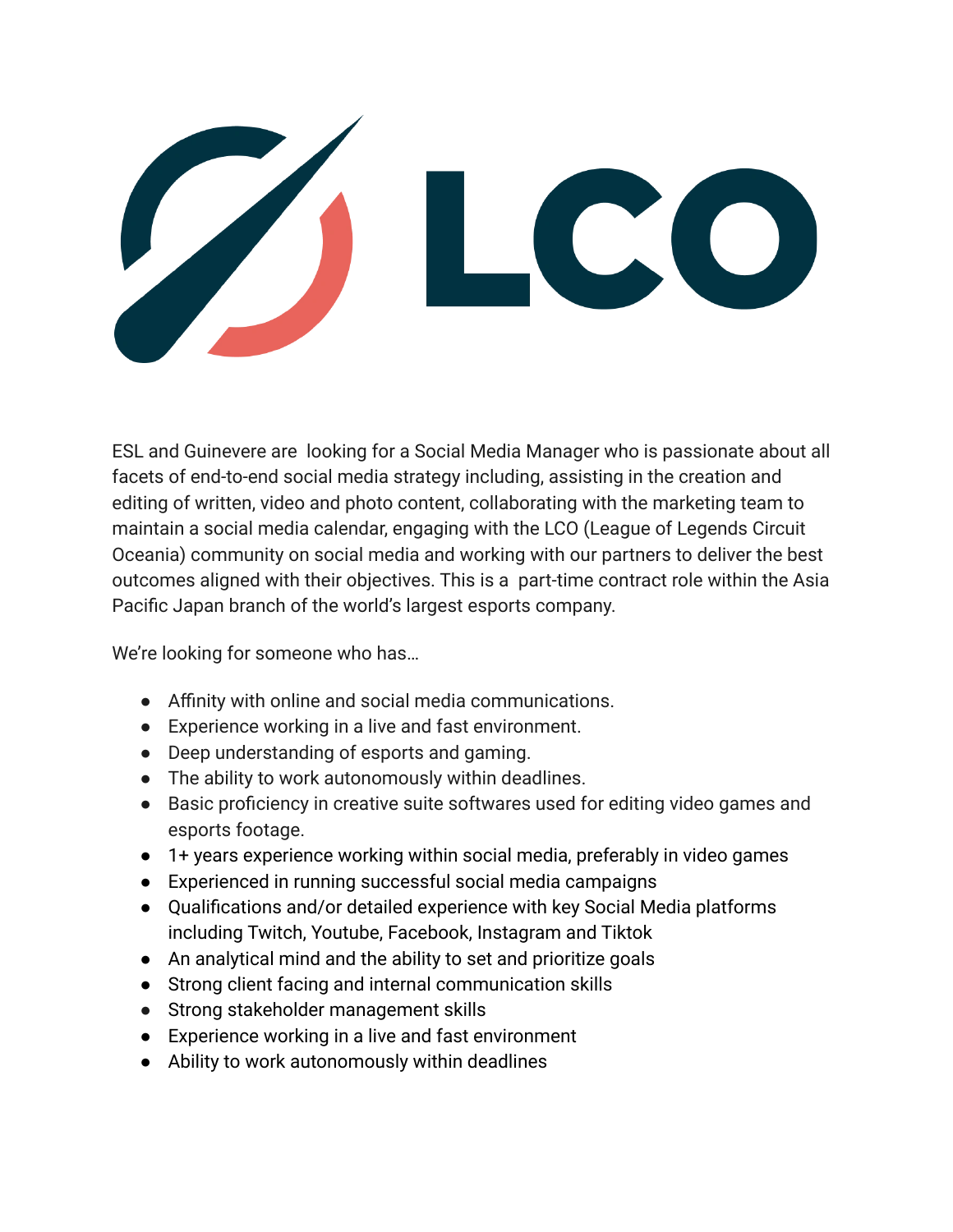ESL and Guinevere are  looking for a Social Media Manager who is passionate about all facets of end-to-end social media strategy including, assisting in the creation and editing of written, video and photo content, collaborating with the marketing team to maintain a social media calendar, engaging with the LCO (League of Legends Circuit Oceania) community on social media and working with our partners to deliver the best outcomes aligned with their objectives. This is a  part-time contract role within the Asia Pacific Japan branch of the world's largest esports company.

We're looking for someone who has…

- Affinity with online and social media communications.
- Experience working in a live and fast environment.
- Deep understanding of esports and gaming.
- The ability to work autonomously within deadlines.
- Basic proficiency in creative suite softwares used for editing video games and esports footage.
- 1+ years experience working within social media, preferably in video games
- Experienced in running successful social media campaigns
- Qualifications and/or detailed experience with key Social Media platforms including Twitch, Youtube, Facebook, Instagram and Tiktok
- An analytical mind and the ability to set and prioritize goals
- Strong client facing and internal communication skills
- Strong stakeholder management skills
- Experience working in a live and fast environment
- Ability to work autonomously within deadlines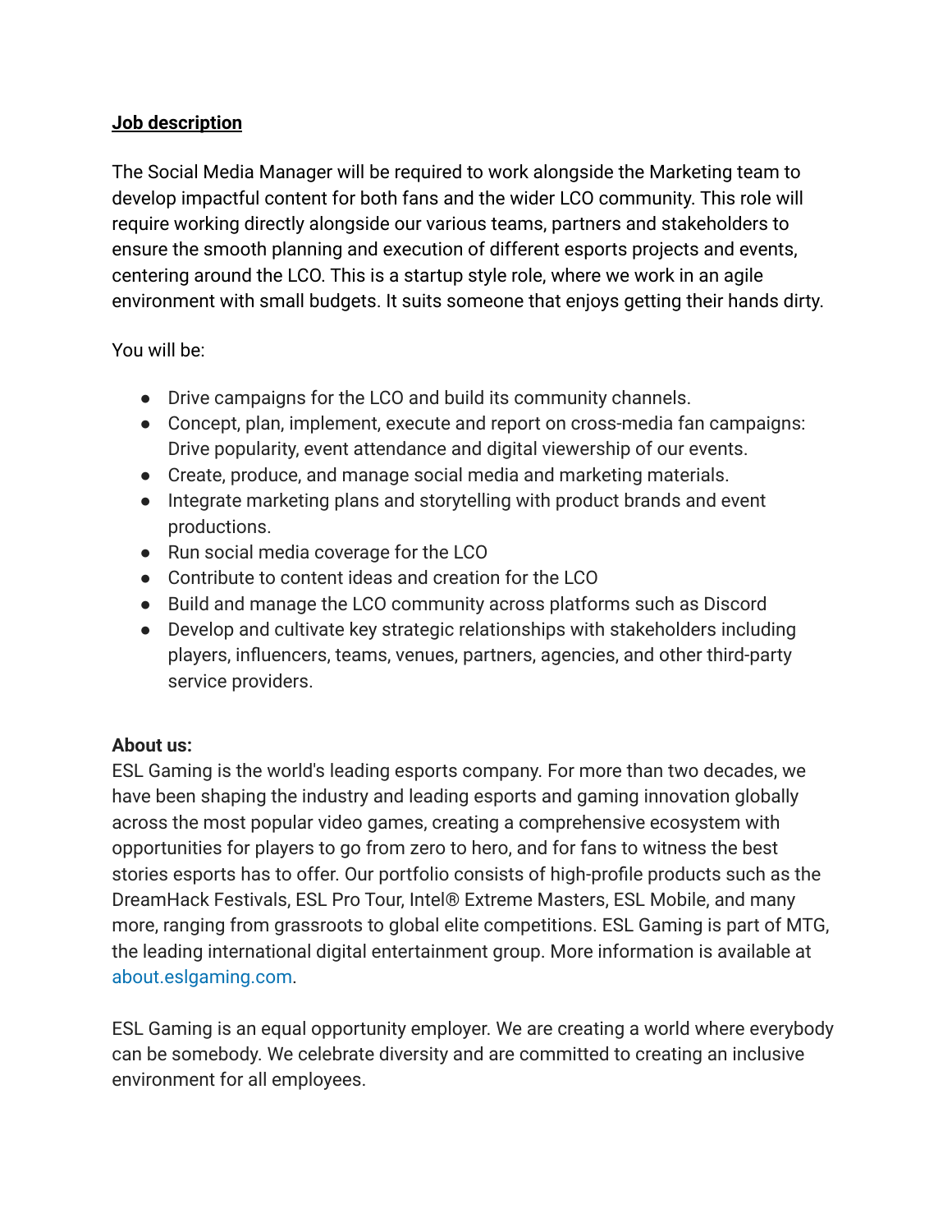**Job description**

The Social Media Manager will be required to work alongside the Marketing team to develop impactful content for both fans and the wider LCO community. This role will require working directly alongside our various teams, partners and stakeholders to ensure the smooth planning and execution of different esports projects and events, centering around the LCO. This is a startup style role, where we work in an agile environment with small budgets. It suits someone that enjoys getting their hands dirty.

You will be:

- Drive campaigns for the LCO and build its community channels.
- Concept, plan, implement, execute and report on cross-media fan campaigns: Drive popularity, event attendance and digital viewership of our events.
- Create, produce, and manage social media and marketing materials.
- Integrate marketing plans and storytelling with product brands and event productions.
- Run social media coverage for the LCO
- Contribute to content ideas and creation for the LCO
- Build and manage the LCO community across platforms such as Discord
- Develop and cultivate key strategic relationships with stakeholders including players, influencers, teams, venues, partners, agencies, and other third-party service providers.

**About us:**
ESL Gaming is the world's leading esports company. For more than two decades, we have been shaping the industry and leading esports and gaming innovation globally across the most popular video games, creating a comprehensive ecosystem with opportunities for players to go from zero to hero, and for fans to witness the best stories esports has to offer. Our portfolio consists of high-profile products such as the DreamHack Festivals, ESL Pro Tour, Intel® Extreme Masters, ESL Mobile, and many more, ranging from grassroots to global elite competitions. ESL Gaming is part of MTG, the leading international digital entertainment group. More information is available at about.eslgaming.com.

ESL Gaming is an equal opportunity employer. We are creating a world where everybody can be somebody. We celebrate diversity and are committed to creating an inclusive environment for all employees.